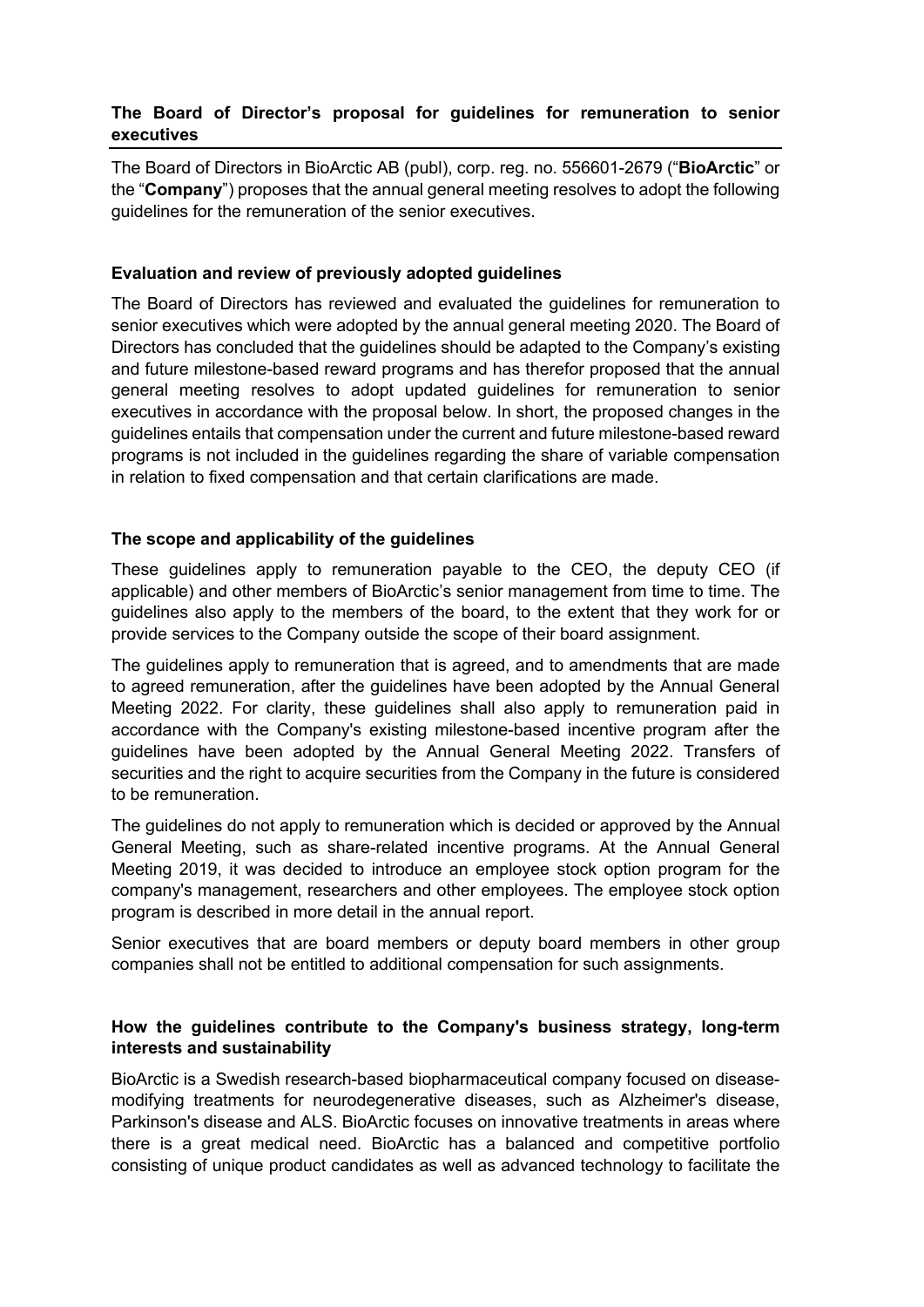## The Board of Director's proposal for guidelines for remuneration to senior executives

The Board of Directors in BioArctic AB (publ), corp. reg. no. 556601-2679 ("**BioArctic**" or the "**Company**") proposes that the annual general meeting resolves to adopt the following guidelines for the remuneration of the senior executives.

### Evaluation and review of previously adopted guidelines

The Board of Directors has reviewed and evaluated the guidelines for remuneration to senior executives which were adopted by the annual general meeting 2020. The Board of Directors has concluded that the guidelines should be adapted to the Company's existing and future milestone-based reward programs and has therefor proposed that the annual general meeting resolves to adopt updated guidelines for remuneration to senior executives in accordance with the proposal below. In short, the proposed changes in the guidelines entails that compensation under the current and future milestone-based reward programs is not included in the guidelines regarding the share of variable compensation in relation to fixed compensation and that certain clarifications are made.

### The scope and applicability of the guidelines

These guidelines apply to remuneration payable to the CEO, the deputy CEO (if applicable) and other members of BioArctic's senior management from time to time. The guidelines also apply to the members of the board, to the extent that they work for or provide services to the Company outside the scope of their board assignment.

The guidelines apply to remuneration that is agreed, and to amendments that are made to agreed remuneration, after the guidelines have been adopted by the Annual General Meeting 2022. For clarity, these guidelines shall also apply to remuneration paid in accordance with the Company's existing milestone-based incentive program after the guidelines have been adopted by the Annual General Meeting 2022. Transfers of securities and the right to acquire securities from the Company in the future is considered to be remuneration.

The guidelines do not apply to remuneration which is decided or approved by the Annual General Meeting, such as share-related incentive programs. At the Annual General Meeting 2019, it was decided to introduce an employee stock option program for the company's management, researchers and other employees. The employee stock option program is described in more detail in the annual report.

Senior executives that are board members or deputy board members in other group companies shall not be entitled to additional compensation for such assignments.

### How the guidelines contribute to the Company's business strategy, long-term interests and sustainability

BioArctic is a Swedish research-based biopharmaceutical company focused on disease-modifying treatments for neurodegenerative diseases, such as Alzheimer's disease, Parkinson's disease and ALS. BioArctic focuses on innovative treatments in areas where there is a great medical need. BioArctic has a balanced and competitive portfolio consisting of unique product candidates as well as advanced technology to facilitate the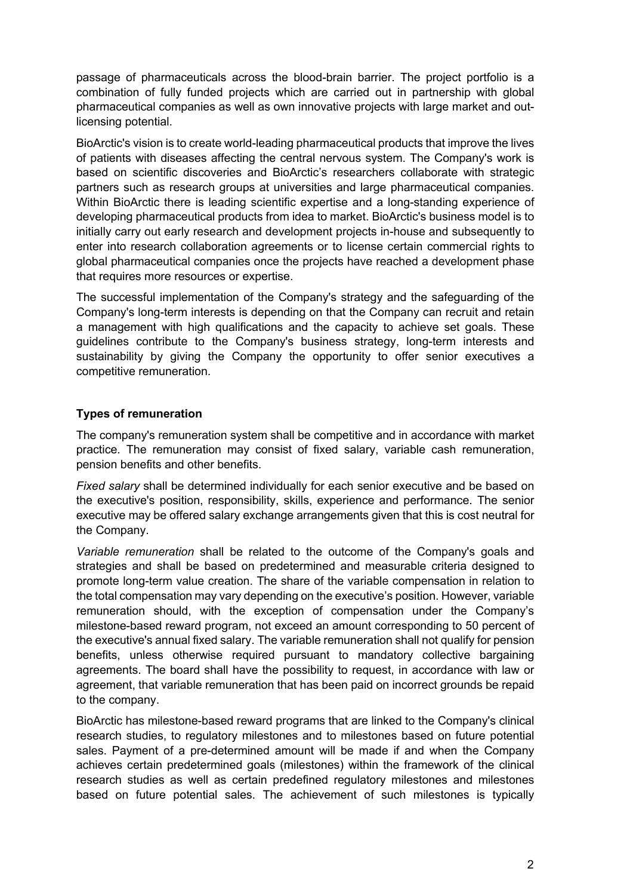passage of pharmaceuticals across the blood-brain barrier. The project portfolio is a combination of fully funded projects which are carried out in partnership with global pharmaceutical companies as well as own innovative projects with large market and out-licensing potential.

BioArctic's vision is to create world-leading pharmaceutical products that improve the lives of patients with diseases affecting the central nervous system. The Company's work is based on scientific discoveries and BioArctic's researchers collaborate with strategic partners such as research groups at universities and large pharmaceutical companies. Within BioArctic there is leading scientific expertise and a long-standing experience of developing pharmaceutical products from idea to market. BioArctic's business model is to initially carry out early research and development projects in-house and subsequently to enter into research collaboration agreements or to license certain commercial rights to global pharmaceutical companies once the projects have reached a development phase that requires more resources or expertise.

The successful implementation of the Company's strategy and the safeguarding of the Company's long-term interests is depending on that the Company can recruit and retain a management with high qualifications and the capacity to achieve set goals. These guidelines contribute to the Company's business strategy, long-term interests and sustainability by giving the Company the opportunity to offer senior executives a competitive remuneration.

**Types of remuneration**

The company's remuneration system shall be competitive and in accordance with market practice. The remuneration may consist of fixed salary, variable cash remuneration, pension benefits and other benefits.

*Fixed salary* shall be determined individually for each senior executive and be based on the executive's position, responsibility, skills, experience and performance. The senior executive may be offered salary exchange arrangements given that this is cost neutral for the Company.

*Variable remuneration* shall be related to the outcome of the Company's goals and strategies and shall be based on predetermined and measurable criteria designed to promote long-term value creation. The share of the variable compensation in relation to the total compensation may vary depending on the executive's position. However, variable remuneration should, with the exception of compensation under the Company's milestone-based reward program, not exceed an amount corresponding to 50 percent of the executive's annual fixed salary. The variable remuneration shall not qualify for pension benefits, unless otherwise required pursuant to mandatory collective bargaining agreements. The board shall have the possibility to request, in accordance with law or agreement, that variable remuneration that has been paid on incorrect grounds be repaid to the company.

BioArctic has milestone-based reward programs that are linked to the Company's clinical research studies, to regulatory milestones and to milestones based on future potential sales. Payment of a pre-determined amount will be made if and when the Company achieves certain predetermined goals (milestones) within the framework of the clinical research studies as well as certain predefined regulatory milestones and milestones based on future potential sales. The achievement of such milestones is typically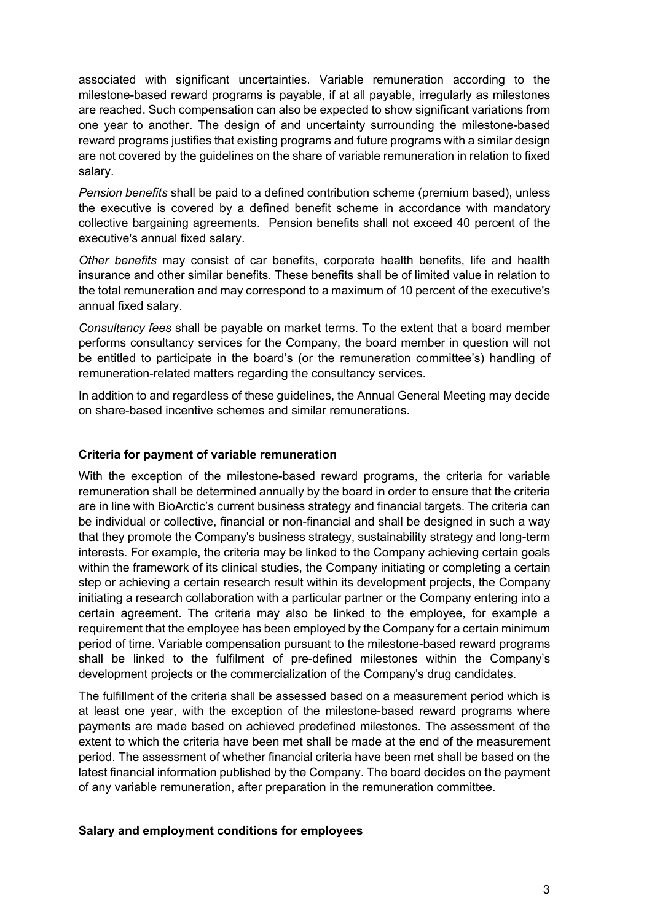associated with significant uncertainties. Variable remuneration according to the milestone-based reward programs is payable, if at all payable, irregularly as milestones are reached. Such compensation can also be expected to show significant variations from one year to another. The design of and uncertainty surrounding the milestone-based reward programs justifies that existing programs and future programs with a similar design are not covered by the guidelines on the share of variable remuneration in relation to fixed salary.

*Pension benefits* shall be paid to a defined contribution scheme (premium based), unless the executive is covered by a defined benefit scheme in accordance with mandatory collective bargaining agreements. Pension benefits shall not exceed 40 percent of the executive's annual fixed salary.

*Other benefits* may consist of car benefits, corporate health benefits, life and health insurance and other similar benefits. These benefits shall be of limited value in relation to the total remuneration and may correspond to a maximum of 10 percent of the executive's annual fixed salary.

*Consultancy fees* shall be payable on market terms. To the extent that a board member performs consultancy services for the Company, the board member in question will not be entitled to participate in the board's (or the remuneration committee's) handling of remuneration-related matters regarding the consultancy services.

In addition to and regardless of these guidelines, the Annual General Meeting may decide on share-based incentive schemes and similar remunerations.

**Criteria for payment of variable remuneration**

With the exception of the milestone-based reward programs, the criteria for variable remuneration shall be determined annually by the board in order to ensure that the criteria are in line with BioArctic's current business strategy and financial targets. The criteria can be individual or collective, financial or non-financial and shall be designed in such a way that they promote the Company's business strategy, sustainability strategy and long-term interests. For example, the criteria may be linked to the Company achieving certain goals within the framework of its clinical studies, the Company initiating or completing a certain step or achieving a certain research result within its development projects, the Company initiating a research collaboration with a particular partner or the Company entering into a certain agreement. The criteria may also be linked to the employee, for example a requirement that the employee has been employed by the Company for a certain minimum period of time. Variable compensation pursuant to the milestone-based reward programs shall be linked to the fulfilment of pre-defined milestones within the Company's development projects or the commercialization of the Company's drug candidates.

The fulfillment of the criteria shall be assessed based on a measurement period which is at least one year, with the exception of the milestone-based reward programs where payments are made based on achieved predefined milestones. The assessment of the extent to which the criteria have been met shall be made at the end of the measurement period. The assessment of whether financial criteria have been met shall be based on the latest financial information published by the Company. The board decides on the payment of any variable remuneration, after preparation in the remuneration committee.

**Salary and employment conditions for employees**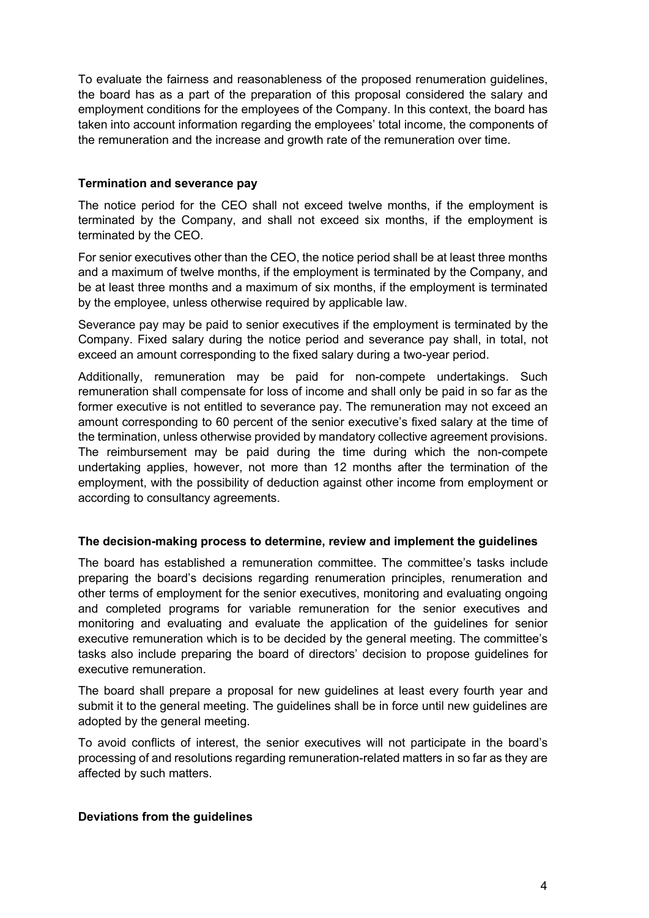To evaluate the fairness and reasonableness of the proposed renumeration guidelines, the board has as a part of the preparation of this proposal considered the salary and employment conditions for the employees of the Company. In this context, the board has taken into account information regarding the employees' total income, the components of the remuneration and the increase and growth rate of the remuneration over time.

**Termination and severance pay**

The notice period for the CEO shall not exceed twelve months, if the employment is terminated by the Company, and shall not exceed six months, if the employment is terminated by the CEO.

For senior executives other than the CEO, the notice period shall be at least three months and a maximum of twelve months, if the employment is terminated by the Company, and be at least three months and a maximum of six months, if the employment is terminated by the employee, unless otherwise required by applicable law.

Severance pay may be paid to senior executives if the employment is terminated by the Company. Fixed salary during the notice period and severance pay shall, in total, not exceed an amount corresponding to the fixed salary during a two-year period.

Additionally, remuneration may be paid for non-compete undertakings. Such remuneration shall compensate for loss of income and shall only be paid in so far as the former executive is not entitled to severance pay. The remuneration may not exceed an amount corresponding to 60 percent of the senior executive's fixed salary at the time of the termination, unless otherwise provided by mandatory collective agreement provisions. The reimbursement may be paid during the time during which the non-compete undertaking applies, however, not more than 12 months after the termination of the employment, with the possibility of deduction against other income from employment or according to consultancy agreements.

**The decision-making process to determine, review and implement the guidelines**

The board has established a remuneration committee. The committee's tasks include preparing the board's decisions regarding renumeration principles, renumeration and other terms of employment for the senior executives, monitoring and evaluating ongoing and completed programs for variable remuneration for the senior executives and monitoring and evaluating and evaluate the application of the guidelines for senior executive remuneration which is to be decided by the general meeting. The committee's tasks also include preparing the board of directors' decision to propose guidelines for executive remuneration.

The board shall prepare a proposal for new guidelines at least every fourth year and submit it to the general meeting. The guidelines shall be in force until new guidelines are adopted by the general meeting.

To avoid conflicts of interest, the senior executives will not participate in the board's processing of and resolutions regarding remuneration-related matters in so far as they are affected by such matters.

**Deviations from the guidelines**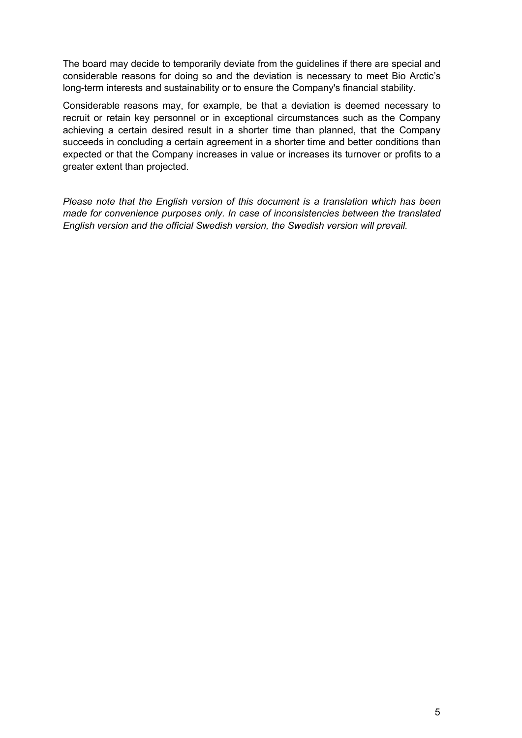The board may decide to temporarily deviate from the guidelines if there are special and considerable reasons for doing so and the deviation is necessary to meet Bio Arctic's long-term interests and sustainability or to ensure the Company's financial stability.

Considerable reasons may, for example, be that a deviation is deemed necessary to recruit or retain key personnel or in exceptional circumstances such as the Company achieving a certain desired result in a shorter time than planned, that the Company succeeds in concluding a certain agreement in a shorter time and better conditions than expected or that the Company increases in value or increases its turnover or profits to a greater extent than projected.

*Please note that the English version of this document is a translation which has been made for convenience purposes only. In case of inconsistencies between the translated English version and the official Swedish version, the Swedish version will prevail.*